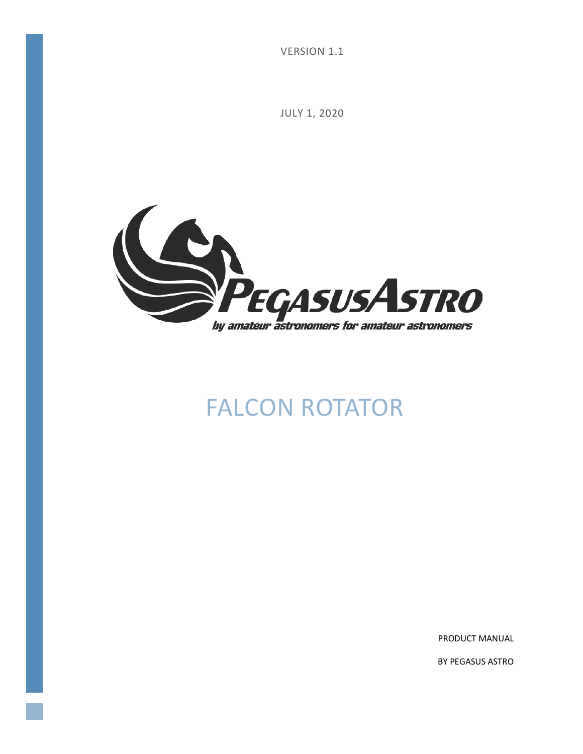VERSION 1.1

JULY 1, 2020

# FALCON ROTATOR

PRODUCT MANUAL

BY PEGASUS ASTRO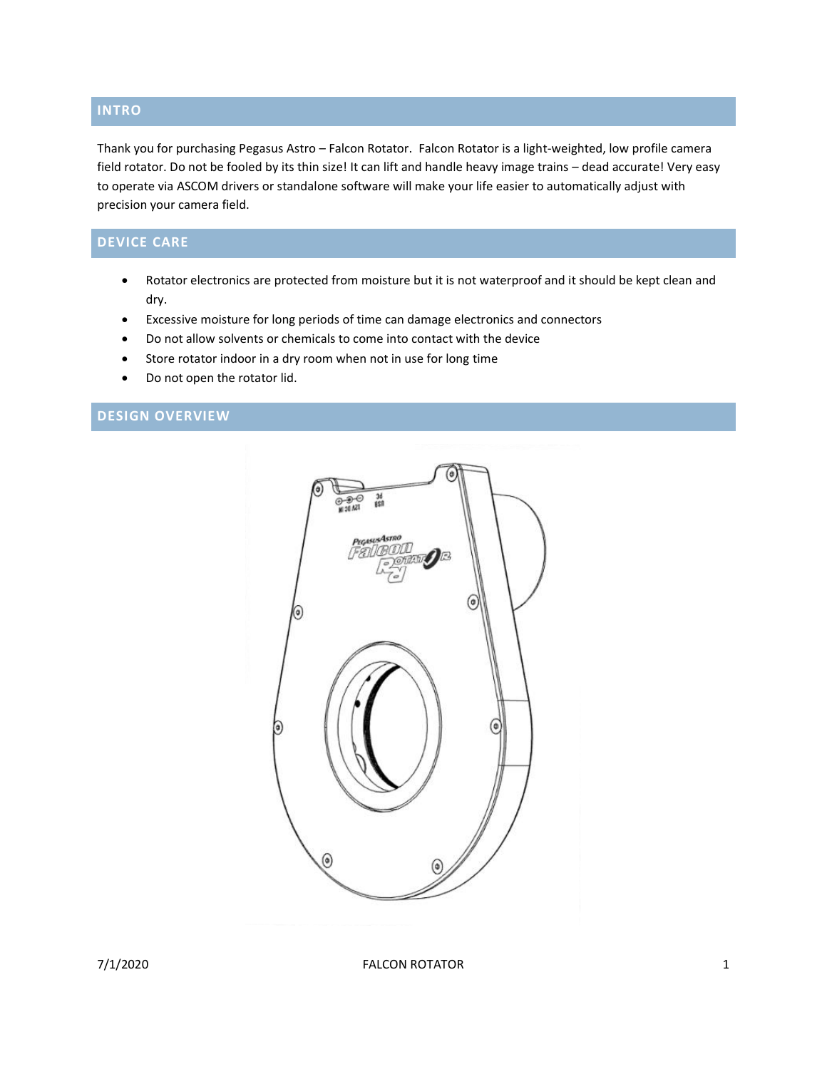## INTRO

Thank you for purchasing Pegasus Astro – Falcon Rotator. Falcon Rotator is a light-weighted, low profile camera field rotator. Do not be fooled by its thin size! It can lift and handle heavy image trains – dead accurate! Very easy to operate via ASCOM drivers or standalone software will make your life easier to automatically adjust with precision your camera field.

## DEVICE CARE

- Rotator electronics are protected from moisture but it is not waterproof and it should be kept clean and dry.
- Excessive moisture for long periods of time can damage electronics and connectors
- Do not allow solvents or chemicals to come into contact with the device
- Store rotator indoor in a dry room when not in use for long time
- Do not open the rotator lid.

## DESIGN OVERVIEW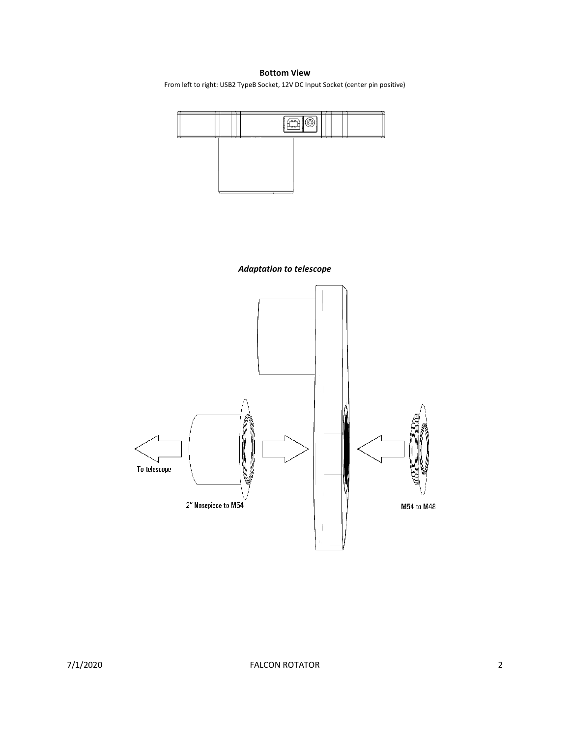**Bottom View**

From left to right: USB2 TypeB Socket, 12V DC Input Socket (center pin positive)

***Adaptation to telescope***

To telescope

2" Nosepiece to M54

M54 to M48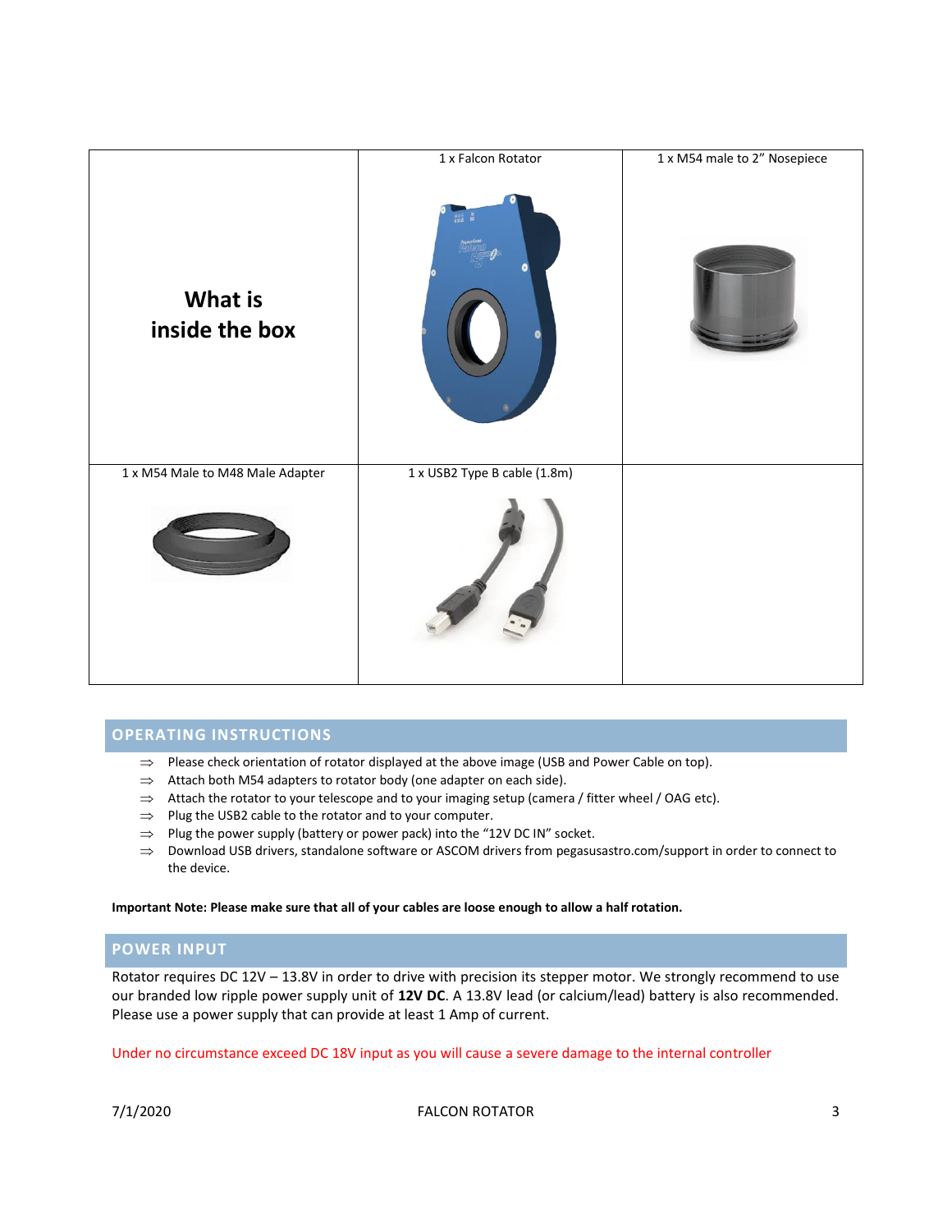| What is inside the box | 1 x Falcon Rotator | 1 x M54 male to 2" Nosepiece |
| --- | --- | --- |
| 1 x M54 Male to M48 Male Adapter | 1 x USB2 Type B cable (1.8m) | |

## OPERATING INSTRUCTIONS

- ⇒ Please check orientation of rotator displayed at the above image (USB and Power Cable on top).
- ⇒ Attach both M54 adapters to rotator body (one adapter on each side).
- ⇒ Attach the rotator to your telescope and to your imaging setup (camera / fitter wheel / OAG etc).
- ⇒ Plug the USB2 cable to the rotator and to your computer.
- ⇒ Plug the power supply (battery or power pack) into the "12V DC IN" socket.
- ⇒ Download USB drivers, standalone software or ASCOM drivers from pegasusastro.com/support in order to connect to the device.

**Important Note: Please make sure that all of your cables are loose enough to allow a half rotation.**

## POWER INPUT

Rotator requires DC 12V – 13.8V in order to drive with precision its stepper motor. We strongly recommend to use our branded low ripple power supply unit of **12V DC**. A 13.8V lead (or calcium/lead) battery is also recommended. Please use a power supply that can provide at least 1 Amp of current.

Under no circumstance exceed DC 18V input as you will cause a severe damage to the internal controller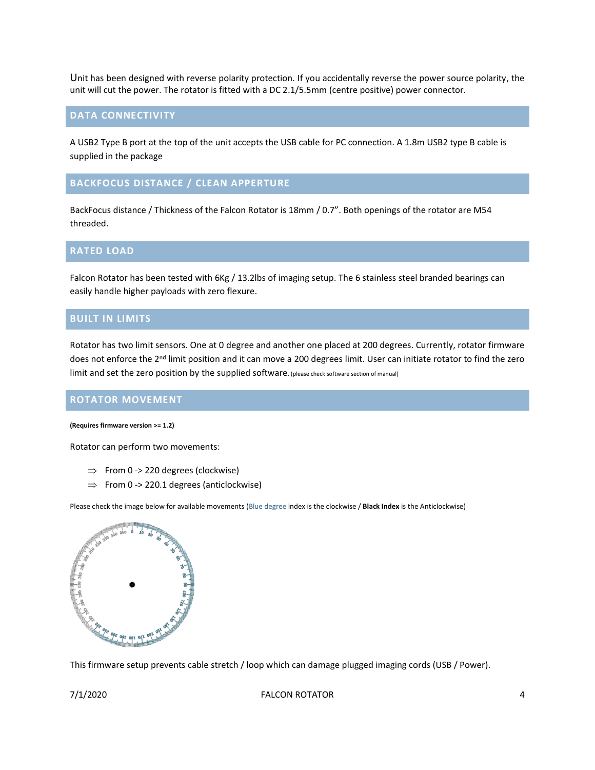Unit has been designed with reverse polarity protection. If you accidentally reverse the power source polarity, the unit will cut the power. The rotator is fitted with a DC 2.1/5.5mm (centre positive) power connector.

## DATA CONNECTIVITY

A USB2 Type B port at the top of the unit accepts the USB cable for PC connection. A 1.8m USB2 type B cable is supplied in the package

## BACKFOCUS DISTANCE / CLEAN APPERTURE

BackFocus distance / Thickness of the Falcon Rotator is 18mm / 0.7". Both openings of the rotator are M54 threaded.

## RATED LOAD

Falcon Rotator has been tested with 6Kg / 13.2lbs of imaging setup. The 6 stainless steel branded bearings can easily handle higher payloads with zero flexure.

## BUILT IN LIMITS

Rotator has two limit sensors. One at 0 degree and another one placed at 200 degrees. Currently, rotator firmware does not enforce the 2nd limit position and it can move a 200 degrees limit. User can initiate rotator to find the zero limit and set the zero position by the supplied software. (please check software section of manual)

## ROTATOR MOVEMENT

**(Requires firmware version >= 1.2)**

Rotator can perform two movements:

- ⇒ From 0 -> 220 degrees (clockwise)
- ⇒ From 0 -> 220.1 degrees (anticlockwise)

Please check the image below for available movements (Blue degree index is the clockwise / **Black Index** is the Anticlockwise)

This firmware setup prevents cable stretch / loop which can damage plugged imaging cords (USB / Power).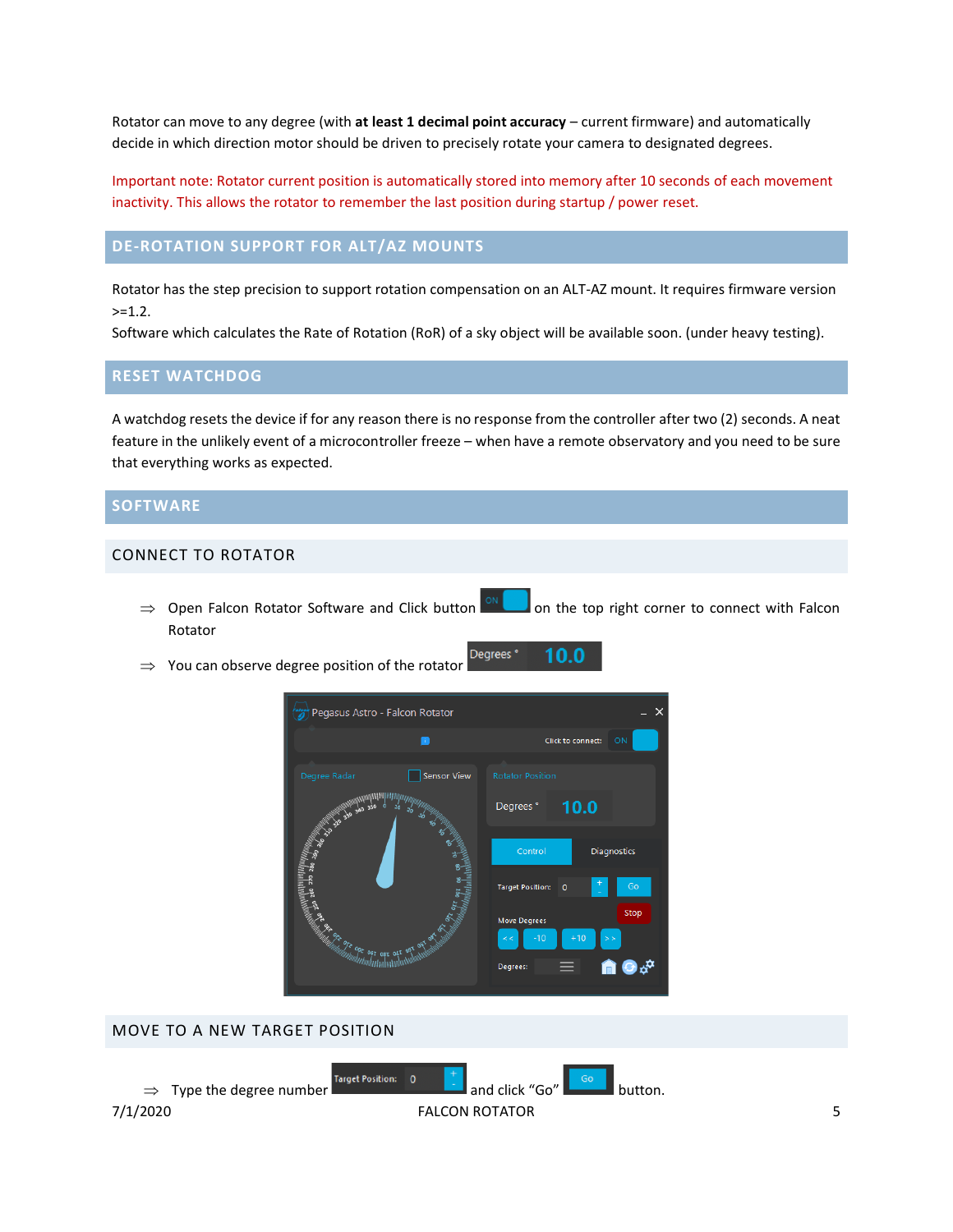Rotator can move to any degree (with **at least 1 decimal point accuracy** – current firmware) and automatically decide in which direction motor should be driven to precisely rotate your camera to designated degrees.

Important note: Rotator current position is automatically stored into memory after 10 seconds of each movement inactivity. This allows the rotator to remember the last position during startup / power reset.

## DE-ROTATION SUPPORT FOR ALT/AZ MOUNTS

Rotator has the step precision to support rotation compensation on an ALT-AZ mount. It requires firmware version >=1.2.
Software which calculates the Rate of Rotation (RoR) of a sky object will be available soon. (under heavy testing).

## RESET WATCHDOG

A watchdog resets the device if for any reason there is no response from the controller after two (2) seconds. A neat feature in the unlikely event of a microcontroller freeze – when have a remote observatory and you need to be sure that everything works as expected.

## SOFTWARE

### CONNECT TO ROTATOR

⇒ Open Falcon Rotator Software and Click button on the top right corner to connect with Falcon Rotator

⇒ You can observe degree position of the rotator

### MOVE TO A NEW TARGET POSITION

⇒ Type the degree number and click "Go" button.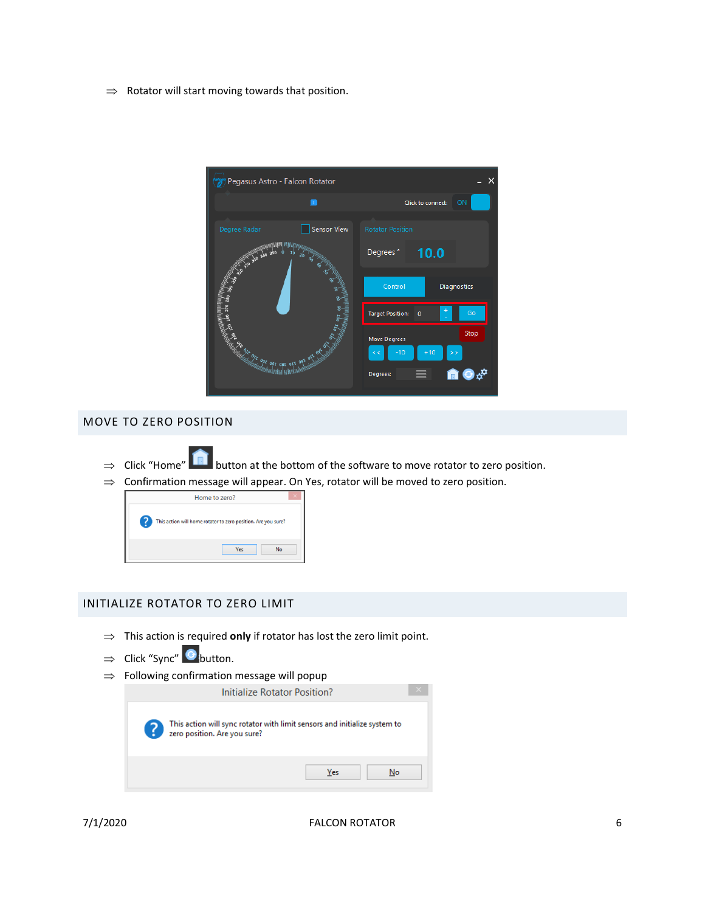⇒ Rotator will start moving towards that position.

## MOVE TO ZERO POSITION

⇒ Click "Home" button at the bottom of the software to move rotator to zero position.

⇒ Confirmation message will appear. On Yes, rotator will be moved to zero position.

## INITIALIZE ROTATOR TO ZERO LIMIT

⇒ This action is required **only** if rotator has lost the zero limit point.

⇒ Click "Sync" button.

⇒ Following confirmation message will popup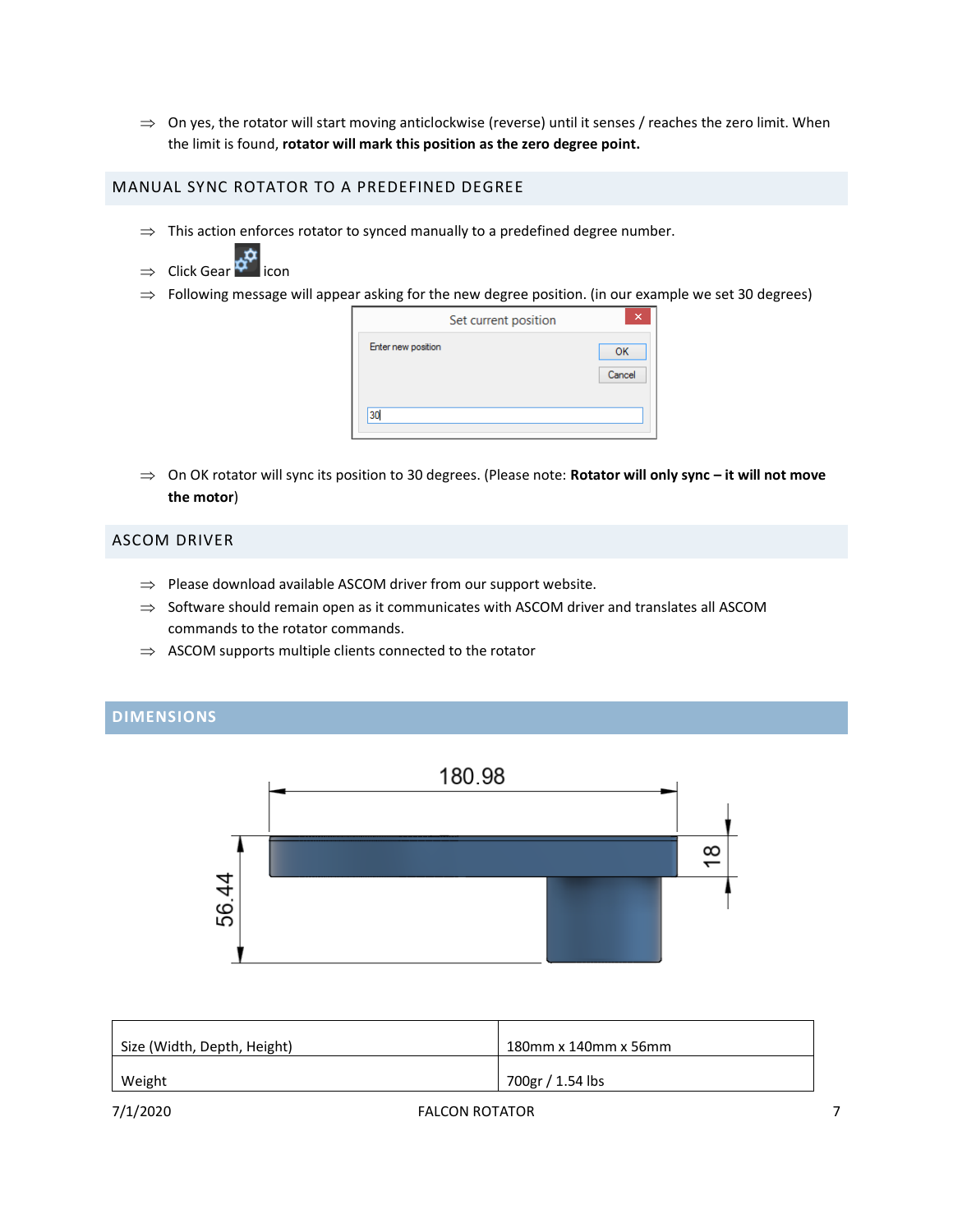⇒ On yes, the rotator will start moving anticlockwise (reverse) until it senses / reaches the zero limit. When the limit is found, **rotator will mark this position as the zero degree point.**

## MANUAL SYNC ROTATOR TO A PREDEFINED DEGREE

⇒ This action enforces rotator to synced manually to a predefined degree number.

⇒ Click Gear icon

⇒ Following message will appear asking for the new degree position. (in our example we set 30 degrees)

Set current position

Enter new position — OK — Cancel

30

⇒ On OK rotator will sync its position to 30 degrees. (Please note: **Rotator will only sync – it will not move the motor**)

## ASCOM DRIVER

⇒ Please download available ASCOM driver from our support website.

⇒ Software should remain open as it communicates with ASCOM driver and translates all ASCOM commands to the rotator commands.

⇒ ASCOM supports multiple clients connected to the rotator

# DIMENSIONS

180.98

56.44

18

| Size (Width, Depth, Height) | 180mm x 140mm x 56mm |
|---|---|
| Weight | 700gr / 1.54 lbs |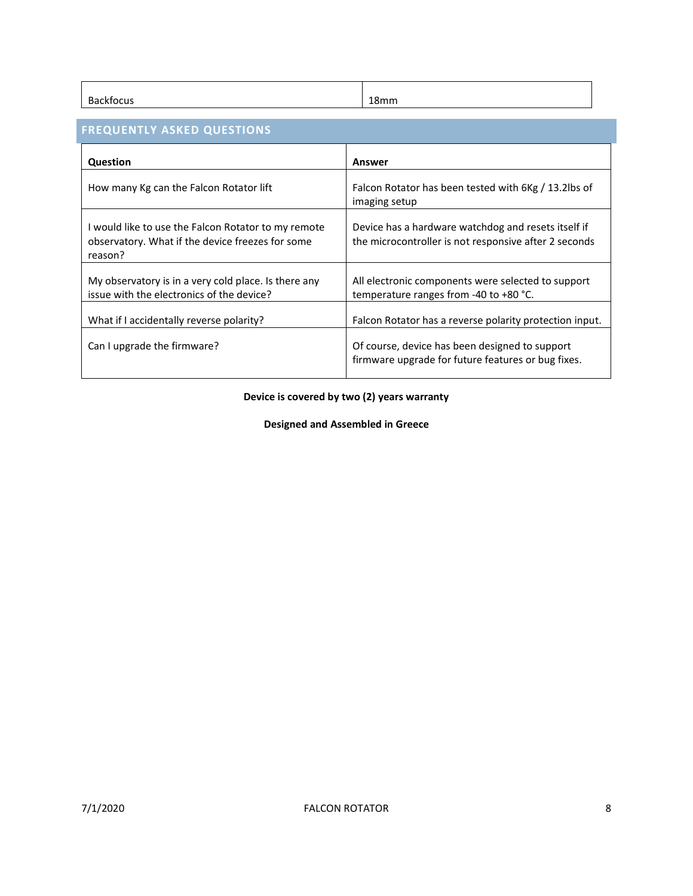| | |
|---|---|
| Backfocus | 18mm |

## FREQUENTLY ASKED QUESTIONS

| Question | Answer |
|---|---|
| How many Kg can the Falcon Rotator lift | Falcon Rotator has been tested with 6Kg / 13.2lbs of imaging setup |
| I would like to use the Falcon Rotator to my remote observatory. What if the device freezes for some reason? | Device has a hardware watchdog and resets itself if the microcontroller is not responsive after 2 seconds |
| My observatory is in a very cold place. Is there any issue with the electronics of the device? | All electronic components were selected to support temperature ranges from -40 to +80 °C. |
| What if I accidentally reverse polarity? | Falcon Rotator has a reverse polarity protection input. |
| Can I upgrade the firmware? | Of course, device has been designed to support firmware upgrade for future features or bug fixes. |

**Device is covered by two (2) years warranty**

**Designed and Assembled in Greece**